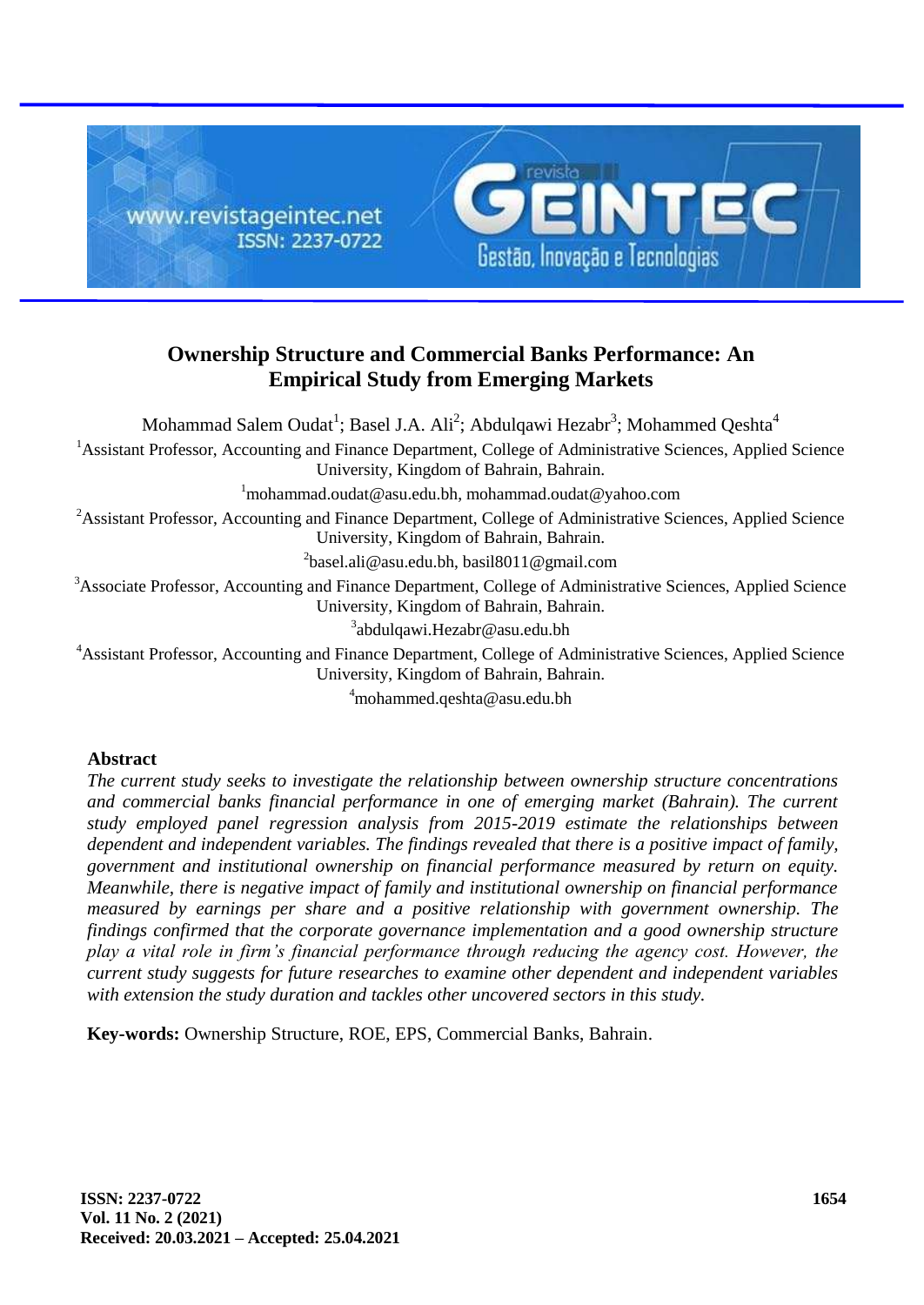# Ownership Structure and Commercial Banks Performance: An Empirical Study from Emerging Markets

Mohammad Salem Oudat[1]; Basel J.A. Ali[2]; Abdulqawi Hezabr[3]; Mohammed Qeshta[4]

[1]Assistant Professor, Accounting and Finance Department, College of Administrative Sciences, Applied Science University, Kingdom of Bahrain, Bahrain.

[1]mohammad.oudat@asu.edu.bh, mohammad.oudat@yahoo.com

[2]Assistant Professor, Accounting and Finance Department, College of Administrative Sciences, Applied Science University, Kingdom of Bahrain, Bahrain.

[2]basel.ali@asu.edu.bh, basil8011@gmail.com

[3]Associate Professor, Accounting and Finance Department, College of Administrative Sciences, Applied Science University, Kingdom of Bahrain, Bahrain.

[3]abdulqawi.Hezabr@asu.edu.bh

[4]Assistant Professor, Accounting and Finance Department, College of Administrative Sciences, Applied Science University, Kingdom of Bahrain, Bahrain.

[4]mohammed.qeshta@asu.edu.bh

## Abstract

*The current study seeks to investigate the relationship between ownership structure concentrations and commercial banks financial performance in one of emerging market (Bahrain). The current study employed panel regression analysis from 2015-2019 estimate the relationships between dependent and independent variables. The findings revealed that there is a positive impact of family, government and institutional ownership on financial performance measured by return on equity. Meanwhile, there is negative impact of family and institutional ownership on financial performance measured by earnings per share and a positive relationship with government ownership. The findings confirmed that the corporate governance implementation and a good ownership structure play a vital role in firm's financial performance through reducing the agency cost. However, the current study suggests for future researches to examine other dependent and independent variables with extension the study duration and tackles other uncovered sectors in this study.*

**Key-words:** Ownership Structure, ROE, EPS, Commercial Banks, Bahrain.

**Received: 20.03.2021 – Accepted: 25.04.2021**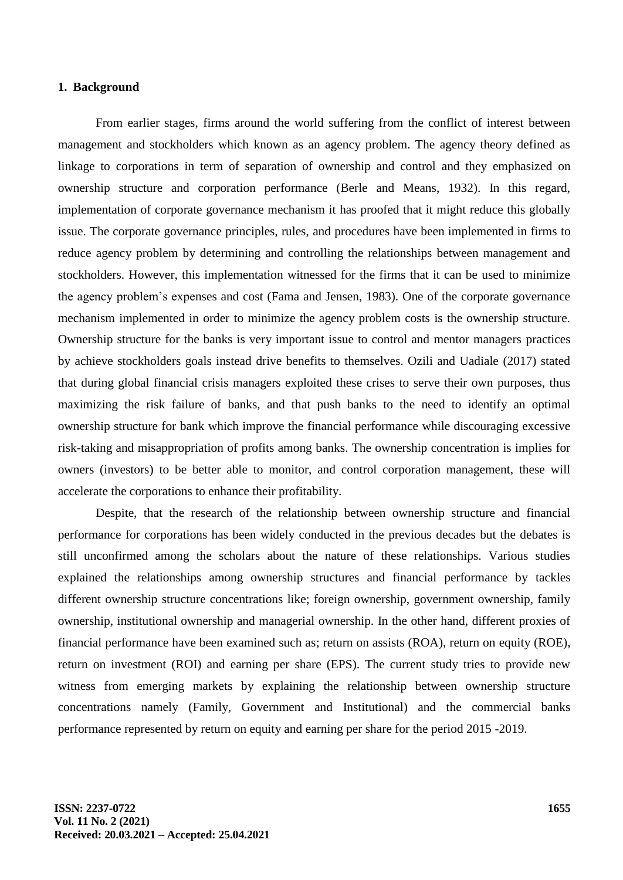## 1. Background

From earlier stages, firms around the world suffering from the conflict of interest between management and stockholders which known as an agency problem. The agency theory defined as linkage to corporations in term of separation of ownership and control and they emphasized on ownership structure and corporation performance (Berle and Means, 1932). In this regard, implementation of corporate governance mechanism it has proofed that it might reduce this globally issue. The corporate governance principles, rules, and procedures have been implemented in firms to reduce agency problem by determining and controlling the relationships between management and stockholders. However, this implementation witnessed for the firms that it can be used to minimize the agency problem's expenses and cost (Fama and Jensen, 1983). One of the corporate governance mechanism implemented in order to minimize the agency problem costs is the ownership structure. Ownership structure for the banks is very important issue to control and mentor managers practices by achieve stockholders goals instead drive benefits to themselves. Ozili and Uadiale (2017) stated that during global financial crisis managers exploited these crises to serve their own purposes, thus maximizing the risk failure of banks, and that push banks to the need to identify an optimal ownership structure for bank which improve the financial performance while discouraging excessive risk-taking and misappropriation of profits among banks. The ownership concentration is implies for owners (investors) to be better able to monitor, and control corporation management, these will accelerate the corporations to enhance their profitability.

Despite, that the research of the relationship between ownership structure and financial performance for corporations has been widely conducted in the previous decades but the debates is still unconfirmed among the scholars about the nature of these relationships. Various studies explained the relationships among ownership structures and financial performance by tackles different ownership structure concentrations like; foreign ownership, government ownership, family ownership, institutional ownership and managerial ownership. In the other hand, different proxies of financial performance have been examined such as; return on assists (ROA), return on equity (ROE), return on investment (ROI) and earning per share (EPS). The current study tries to provide new witness from emerging markets by explaining the relationship between ownership structure concentrations namely (Family, Government and Institutional) and the commercial banks performance represented by return on equity and earning per share for the period 2015 -2019.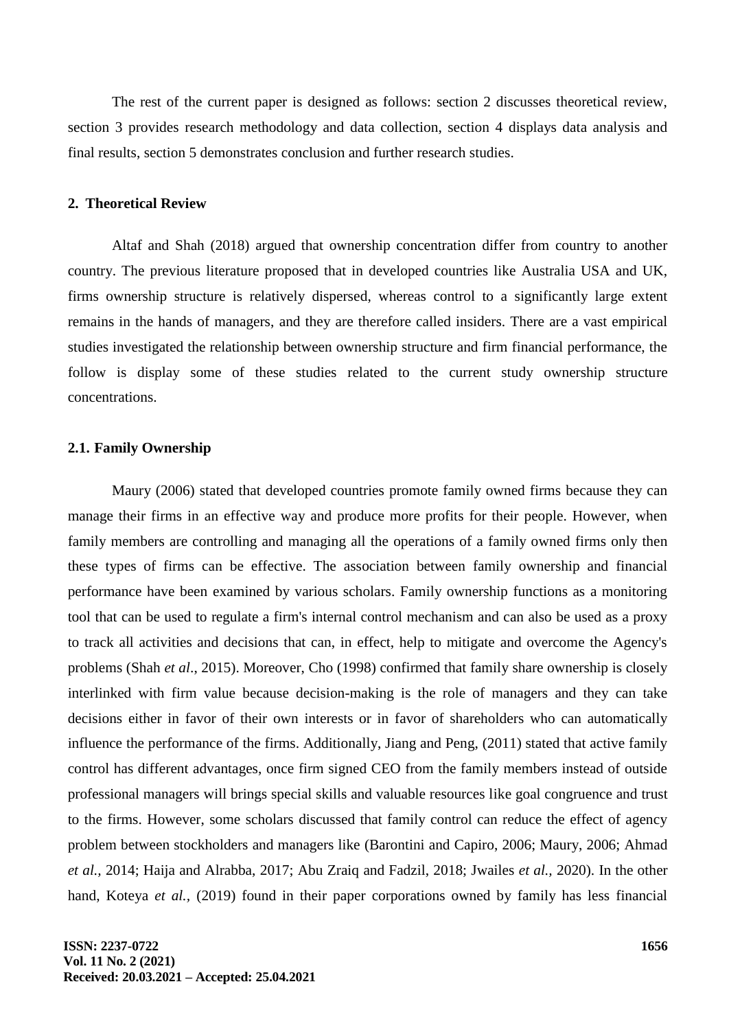The rest of the current paper is designed as follows: section 2 discusses theoretical review, section 3 provides research methodology and data collection, section 4 displays data analysis and final results, section 5 demonstrates conclusion and further research studies.

## 2. Theoretical Review

Altaf and Shah (2018) argued that ownership concentration differ from country to another country. The previous literature proposed that in developed countries like Australia USA and UK, firms ownership structure is relatively dispersed, whereas control to a significantly large extent remains in the hands of managers, and they are therefore called insiders. There are a vast empirical studies investigated the relationship between ownership structure and firm financial performance, the follow is display some of these studies related to the current study ownership structure concentrations.

### 2.1. Family Ownership

Maury (2006) stated that developed countries promote family owned firms because they can manage their firms in an effective way and produce more profits for their people. However, when family members are controlling and managing all the operations of a family owned firms only then these types of firms can be effective. The association between family ownership and financial performance have been examined by various scholars. Family ownership functions as a monitoring tool that can be used to regulate a firm's internal control mechanism and can also be used as a proxy to track all activities and decisions that can, in effect, help to mitigate and overcome the Agency's problems (Shah *et al*., 2015). Moreover, Cho (1998) confirmed that family share ownership is closely interlinked with firm value because decision-making is the role of managers and they can take decisions either in favor of their own interests or in favor of shareholders who can automatically influence the performance of the firms. Additionally, Jiang and Peng, (2011) stated that active family control has different advantages, once firm signed CEO from the family members instead of outside professional managers will brings special skills and valuable resources like goal congruence and trust to the firms. However, some scholars discussed that family control can reduce the effect of agency problem between stockholders and managers like (Barontini and Capiro, 2006; Maury, 2006; Ahmad *et al.*, 2014; Haija and Alrabba, 2017; Abu Zraiq and Fadzil, 2018; Jwailes *et al.*, 2020). In the other hand, Koteya *et al.*, (2019) found in their paper corporations owned by family has less financial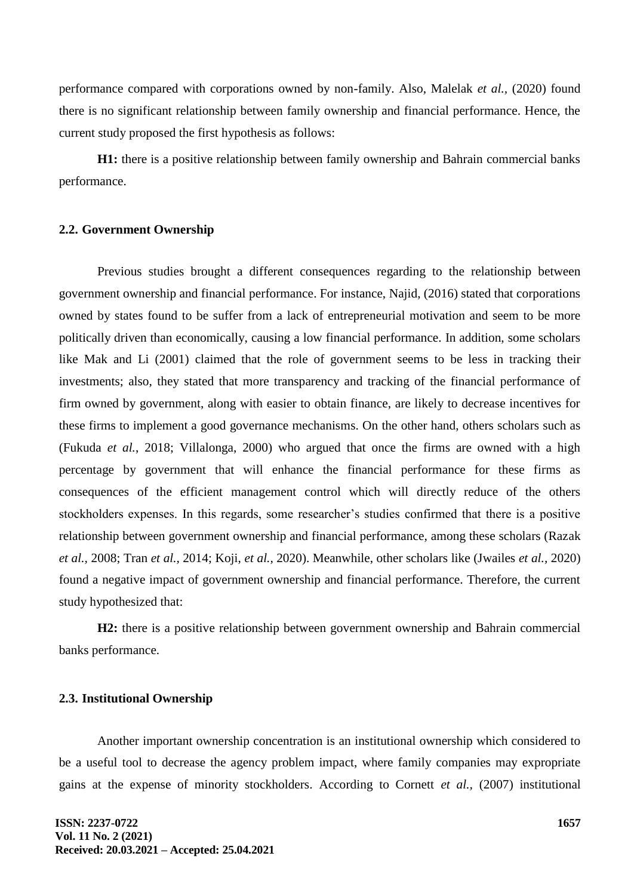performance compared with corporations owned by non-family. Also, Malelak *et al.,* (2020) found there is no significant relationship between family ownership and financial performance. Hence, the current study proposed the first hypothesis as follows:

**H1:** there is a positive relationship between family ownership and Bahrain commercial banks performance.

### 2.2. Government Ownership

Previous studies brought a different consequences regarding to the relationship between government ownership and financial performance. For instance, Najid, (2016) stated that corporations owned by states found to be suffer from a lack of entrepreneurial motivation and seem to be more politically driven than economically, causing a low financial performance. In addition, some scholars like Mak and Li (2001) claimed that the role of government seems to be less in tracking their investments; also, they stated that more transparency and tracking of the financial performance of firm owned by government, along with easier to obtain finance, are likely to decrease incentives for these firms to implement a good governance mechanisms. On the other hand, others scholars such as (Fukuda *et al.,* 2018; Villalonga, 2000) who argued that once the firms are owned with a high percentage by government that will enhance the financial performance for these firms as consequences of the efficient management control which will directly reduce of the others stockholders expenses. In this regards, some researcher's studies confirmed that there is a positive relationship between government ownership and financial performance, among these scholars (Razak *et al.,* 2008; Tran *et al.,* 2014; Koji, *et al.,* 2020). Meanwhile, other scholars like (Jwailes *et al.,* 2020) found a negative impact of government ownership and financial performance. Therefore, the current study hypothesized that:

**H2:** there is a positive relationship between government ownership and Bahrain commercial banks performance.

### 2.3. Institutional Ownership

Another important ownership concentration is an institutional ownership which considered to be a useful tool to decrease the agency problem impact, where family companies may expropriate gains at the expense of minority stockholders. According to Cornett *et al.,* (2007) institutional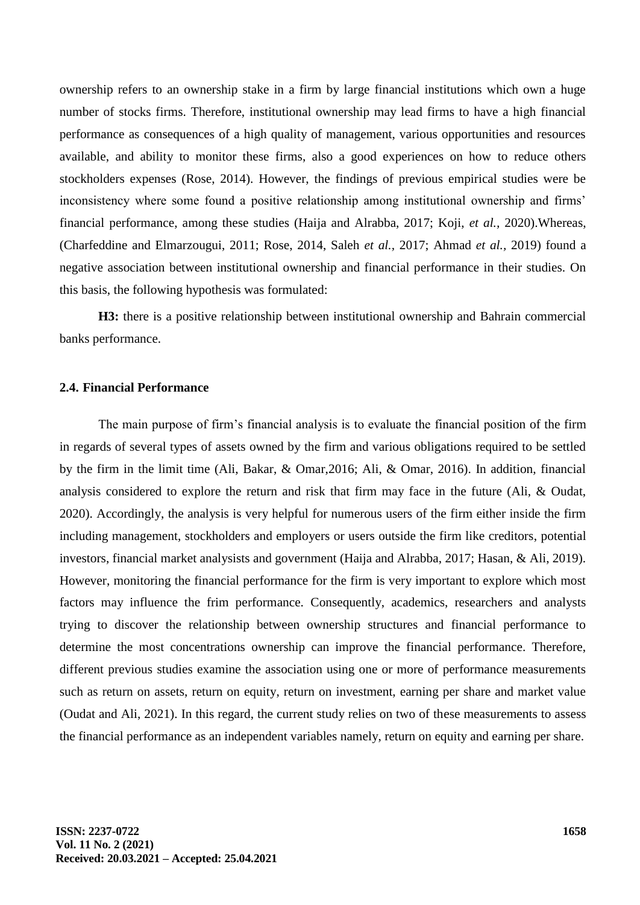ownership refers to an ownership stake in a firm by large financial institutions which own a huge number of stocks firms. Therefore, institutional ownership may lead firms to have a high financial performance as consequences of a high quality of management, various opportunities and resources available, and ability to monitor these firms, also a good experiences on how to reduce others stockholders expenses (Rose, 2014). However, the findings of previous empirical studies were be inconsistency where some found a positive relationship among institutional ownership and firms' financial performance, among these studies (Haija and Alrabba, 2017; Koji, *et al.*, 2020).Whereas, (Charfeddine and Elmarzougui, 2011; Rose, 2014, Saleh *et al.*, 2017; Ahmad *et al.*, 2019) found a negative association between institutional ownership and financial performance in their studies. On this basis, the following hypothesis was formulated:

**H3:** there is a positive relationship between institutional ownership and Bahrain commercial banks performance.

## 2.4. Financial Performance

The main purpose of firm's financial analysis is to evaluate the financial position of the firm in regards of several types of assets owned by the firm and various obligations required to be settled by the firm in the limit time (Ali, Bakar, & Omar,2016; Ali, & Omar, 2016). In addition, financial analysis considered to explore the return and risk that firm may face in the future (Ali, & Oudat, 2020). Accordingly, the analysis is very helpful for numerous users of the firm either inside the firm including management, stockholders and employers or users outside the firm like creditors, potential investors, financial market analysists and government (Haija and Alrabba, 2017; Hasan, & Ali, 2019). However, monitoring the financial performance for the firm is very important to explore which most factors may influence the frim performance. Consequently, academics, researchers and analysts trying to discover the relationship between ownership structures and financial performance to determine the most concentrations ownership can improve the financial performance. Therefore, different previous studies examine the association using one or more of performance measurements such as return on assets, return on equity, return on investment, earning per share and market value (Oudat and Ali, 2021). In this regard, the current study relies on two of these measurements to assess the financial performance as an independent variables namely, return on equity and earning per share.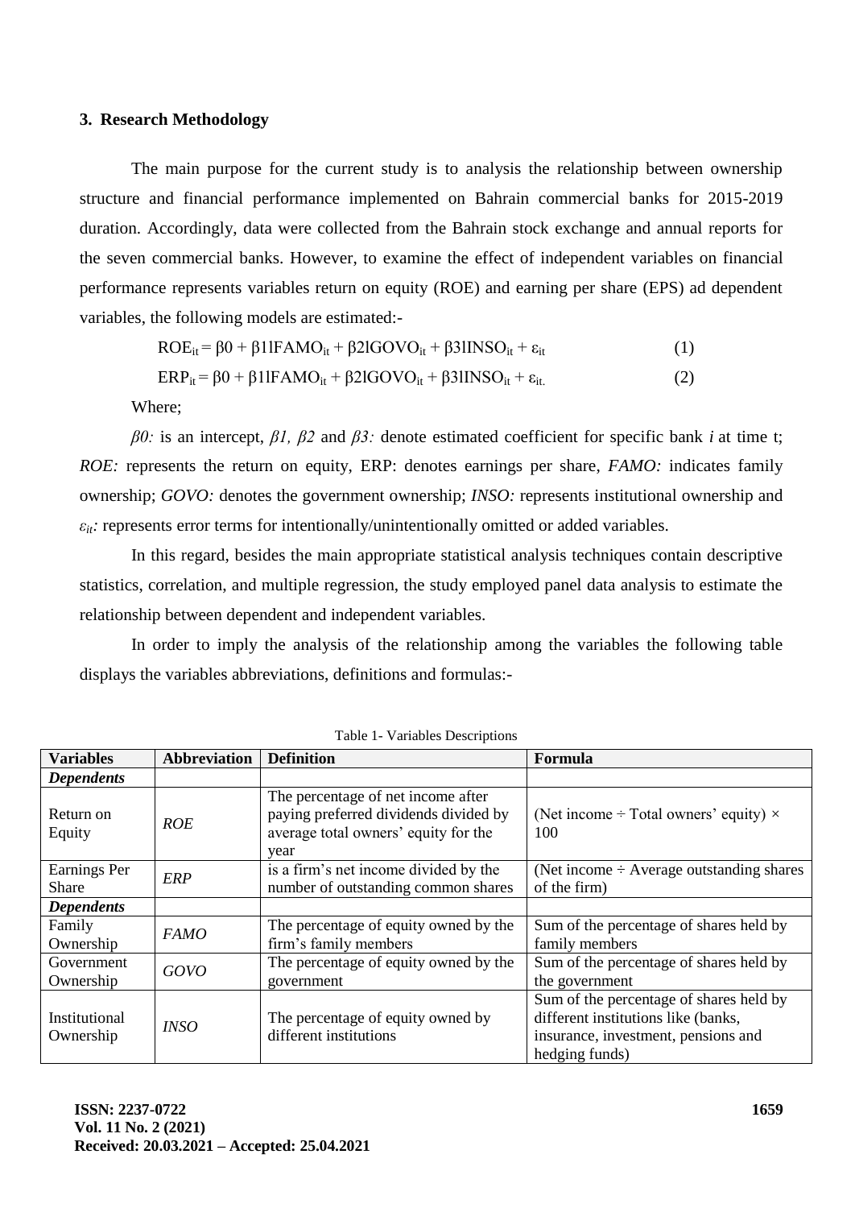### 3. Research Methodology

The main purpose for the current study is to analysis the relationship between ownership structure and financial performance implemented on Bahrain commercial banks for 2015-2019 duration. Accordingly, data were collected from the Bahrain stock exchange and annual reports for the seven commercial banks. However, to examine the effect of independent variables on financial performance represents variables return on equity (ROE) and earning per share (EPS) ad dependent variables, the following models are estimated:-

$$ROE_{it} = \beta 0 + \beta 1 lFAMO_{it} + \beta 2 lGOVO_{it} + \beta 3 lINSO_{it} + \varepsilon_{it} \quad (1)$$

$$ERP_{it} = \beta 0 + \beta 1 lFAMO_{it} + \beta 2 lGOVO_{it} + \beta 3 lINSO_{it} + \varepsilon_{it.} \quad (2)$$

Where;

*β0:* is an intercept, *β1, β2* and *β3:* denote estimated coefficient for specific bank *i* at time t; *ROE:* represents the return on equity, ERP: denotes earnings per share, *FAMO:* indicates family ownership; *GOVO:* denotes the government ownership; *INSO:* represents institutional ownership and $\varepsilon_{it}$*:* represents error terms for intentionally/unintentionally omitted or added variables.

In this regard, besides the main appropriate statistical analysis techniques contain descriptive statistics, correlation, and multiple regression, the study employed panel data analysis to estimate the relationship between dependent and independent variables.

In order to imply the analysis of the relationship among the variables the following table displays the variables abbreviations, definitions and formulas:-

Table 1- Variables Descriptions

| Variables | Abbreviation | Definition | Formula |
|---|---|---|---|
| ***Dependents*** | | | |
| Return on Equity | *ROE* | The percentage of net income after paying preferred dividends divided by average total owners' equity for the year | (Net income ÷ Total owners' equity) × 100 |
| Earnings Per Share | *ERP* | is a firm's net income divided by the number of outstanding common shares | (Net income ÷ Average outstanding shares of the firm) |
| ***Dependents*** | | | |
| Family Ownership | *FAMO* | The percentage of equity owned by the firm's family members | Sum of the percentage of shares held by family members |
| Government Ownership | *GOVO* | The percentage of equity owned by the government | Sum of the percentage of shares held by the government |
| Institutional Ownership | *INSO* | The percentage of equity owned by different institutions | Sum of the percentage of shares held by different institutions like (banks, insurance, investment, pensions and hedging funds) |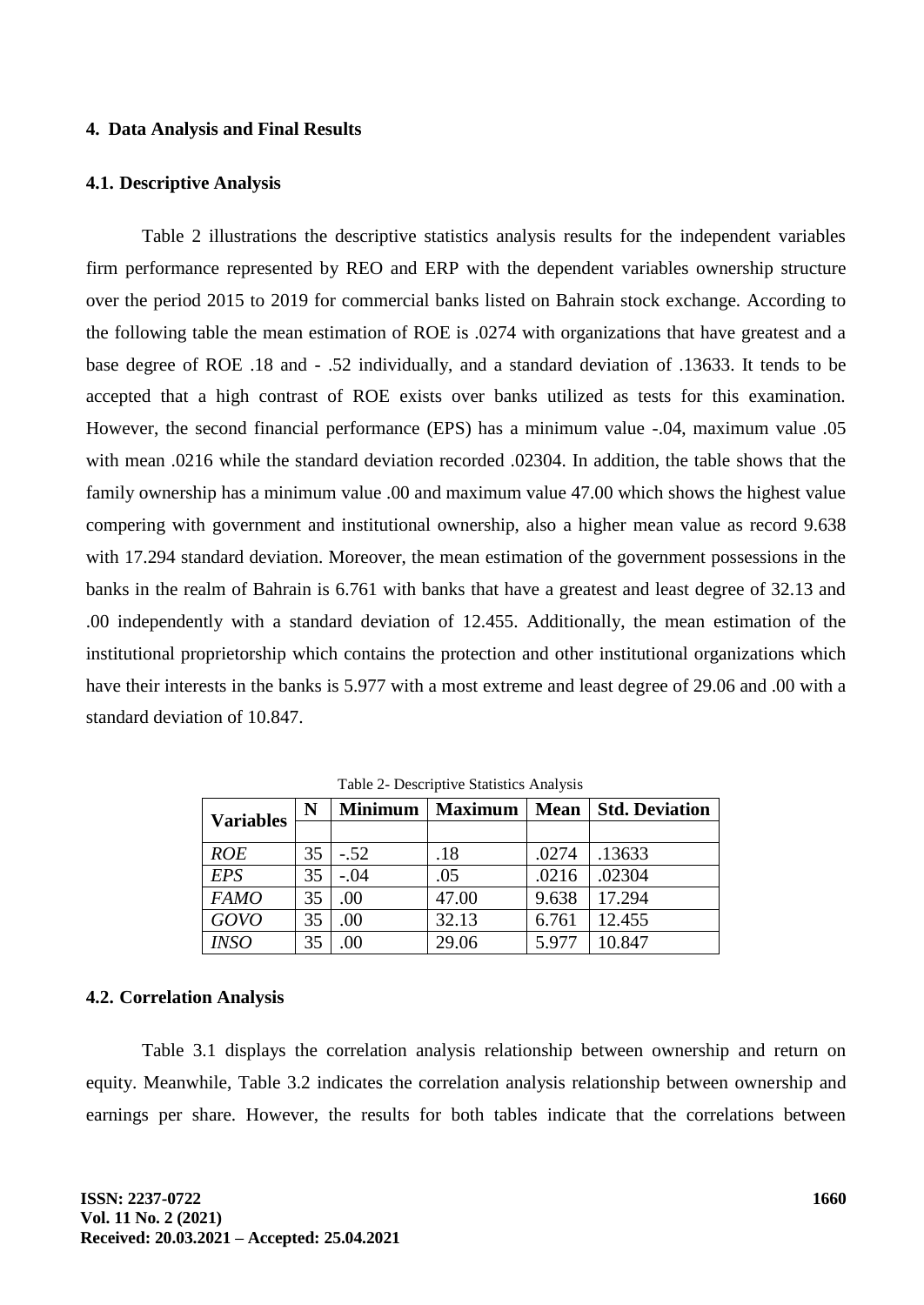## 4. Data Analysis and Final Results

### 4.1. Descriptive Analysis

Table 2 illustrates the descriptive statistics analysis results for the independent variables firm performance represented by REO and ERP with the dependent variables ownership structure over the period 2015 to 2019 for commercial banks listed on Bahrain stock exchange. According to the following table the mean estimation of ROE is .0274 with organizations that have greatest and a base degree of ROE .18 and - .52 individually, and a standard deviation of .13633. It tends to be accepted that a high contrast of ROE exists over banks utilized as tests for this examination. However, the second financial performance (EPS) has a minimum value -.04, maximum value .05 with mean .0216 while the standard deviation recorded .02304. In addition, the table shows that the family ownership has a minimum value .00 and maximum value 47.00 which shows the highest value compering with government and institutional ownership, also a higher mean value as record 9.638 with 17.294 standard deviation. Moreover, the mean estimation of the government possessions in the banks in the realm of Bahrain is 6.761 with banks that have a greatest and least degree of 32.13 and .00 independently with a standard deviation of 12.455. Additionally, the mean estimation of the institutional proprietorship which contains the protection and other institutional organizations which have their interests in the banks is 5.977 with a most extreme and least degree of 29.06 and .00 with a standard deviation of 10.847.

Table 2- Descriptive Statistics Analysis

| Variables | N | Minimum | Maximum | Mean | Std. Deviation |
|---|---|---|---|---|---|
| *ROE* | 35 | -.52 | .18 | .0274 | .13633 |
| *EPS* | 35 | -.04 | .05 | .0216 | .02304 |
| *FAMO* | 35 | .00 | 47.00 | 9.638 | 17.294 |
| *GOVO* | 35 | .00 | 32.13 | 6.761 | 12.455 |
| *INSO* | 35 | .00 | 29.06 | 5.977 | 10.847 |

### 4.2. Correlation Analysis

Table 3.1 displays the correlation analysis relationship between ownership and return on equity. Meanwhile, Table 3.2 indicates the correlation analysis relationship between ownership and earnings per share. However, the results for both tables indicate that the correlations between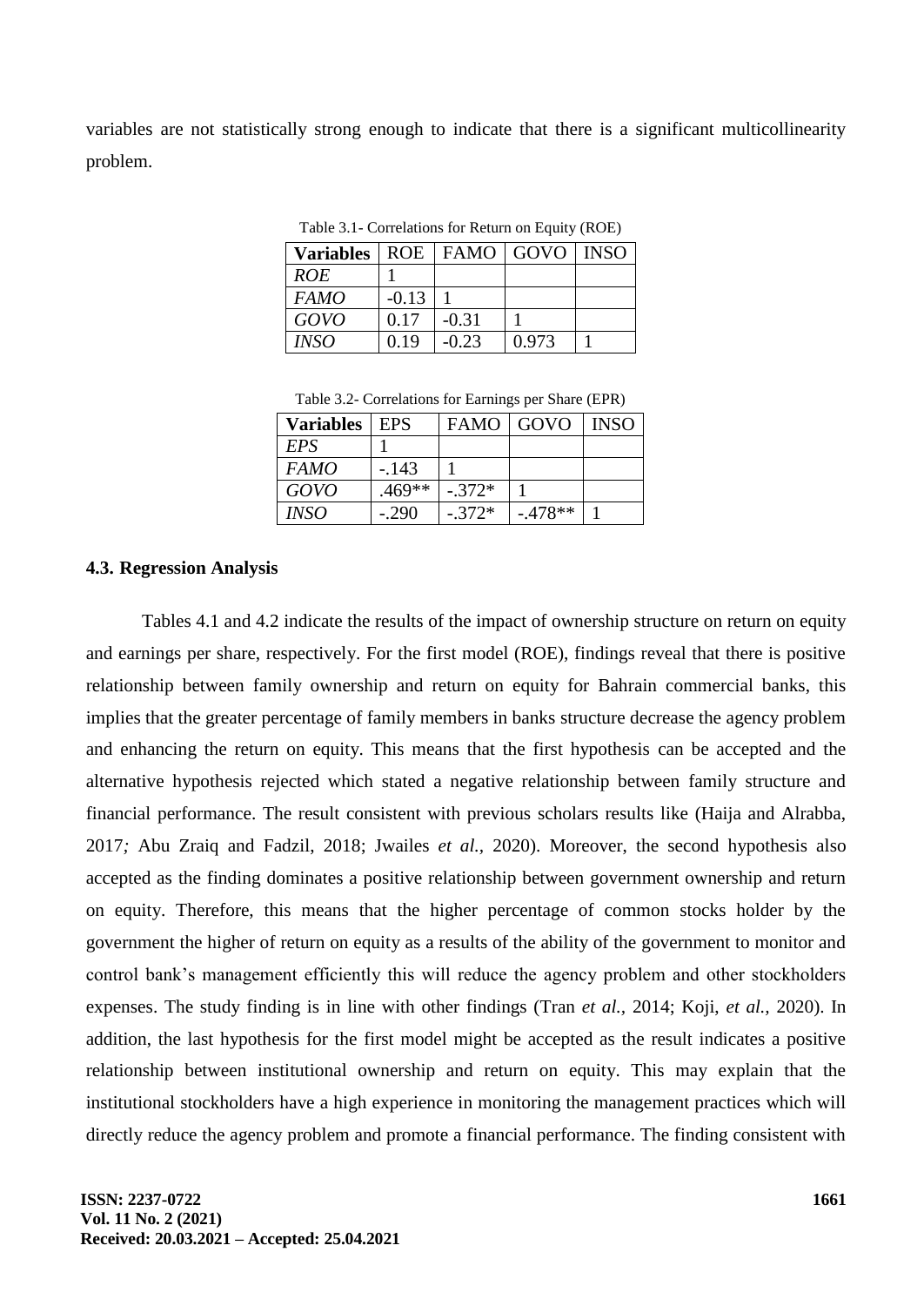variables are not statistically strong enough to indicate that there is a significant multicollinearity problem.

Table 3.1- Correlations for Return on Equity (ROE)

| **Variables** | ROE | FAMO | GOVO | INSO |
|---|---|---|---|---|
| *ROE* | 1 | | | |
| *FAMO* | -0.13 | 1 | | |
| *GOVO* | 0.17 | -0.31 | 1 | |
| *INSO* | 0.19 | -0.23 | 0.973 | 1 |

Table 3.2- Correlations for Earnings per Share (EPR)

| **Variables** | EPS | FAMO | GOVO | INSO |
|---|---|---|---|---|
| *EPS* | 1 | | | |
| *FAMO* | -.143 | 1 | | |
| *GOVO* | .469** | -.372* | 1 | |
| *INSO* | -.290 | -.372* | -.478** | 1 |

### 4.3. Regression Analysis

Tables 4.1 and 4.2 indicate the results of the impact of ownership structure on return on equity and earnings per share, respectively. For the first model (ROE), findings reveal that there is positive relationship between family ownership and return on equity for Bahrain commercial banks, this implies that the greater percentage of family members in banks structure decrease the agency problem and enhancing the return on equity. This means that the first hypothesis can be accepted and the alternative hypothesis rejected which stated a negative relationship between family structure and financial performance. The result consistent with previous scholars results like (Haija and Alrabba, 2017*;* Abu Zraiq and Fadzil, 2018; Jwailes *et al.*, 2020). Moreover, the second hypothesis also accepted as the finding dominates a positive relationship between government ownership and return on equity. Therefore, this means that the higher percentage of common stocks holder by the government the higher of return on equity as a results of the ability of the government to monitor and control bank's management efficiently this will reduce the agency problem and other stockholders expenses. The study finding is in line with other findings (Tran *et al.*, 2014; Koji, *et al.*, 2020). In addition, the last hypothesis for the first model might be accepted as the result indicates a positive relationship between institutional ownership and return on equity. This may explain that the institutional stockholders have a high experience in monitoring the management practices which will directly reduce the agency problem and promote a financial performance. The finding consistent with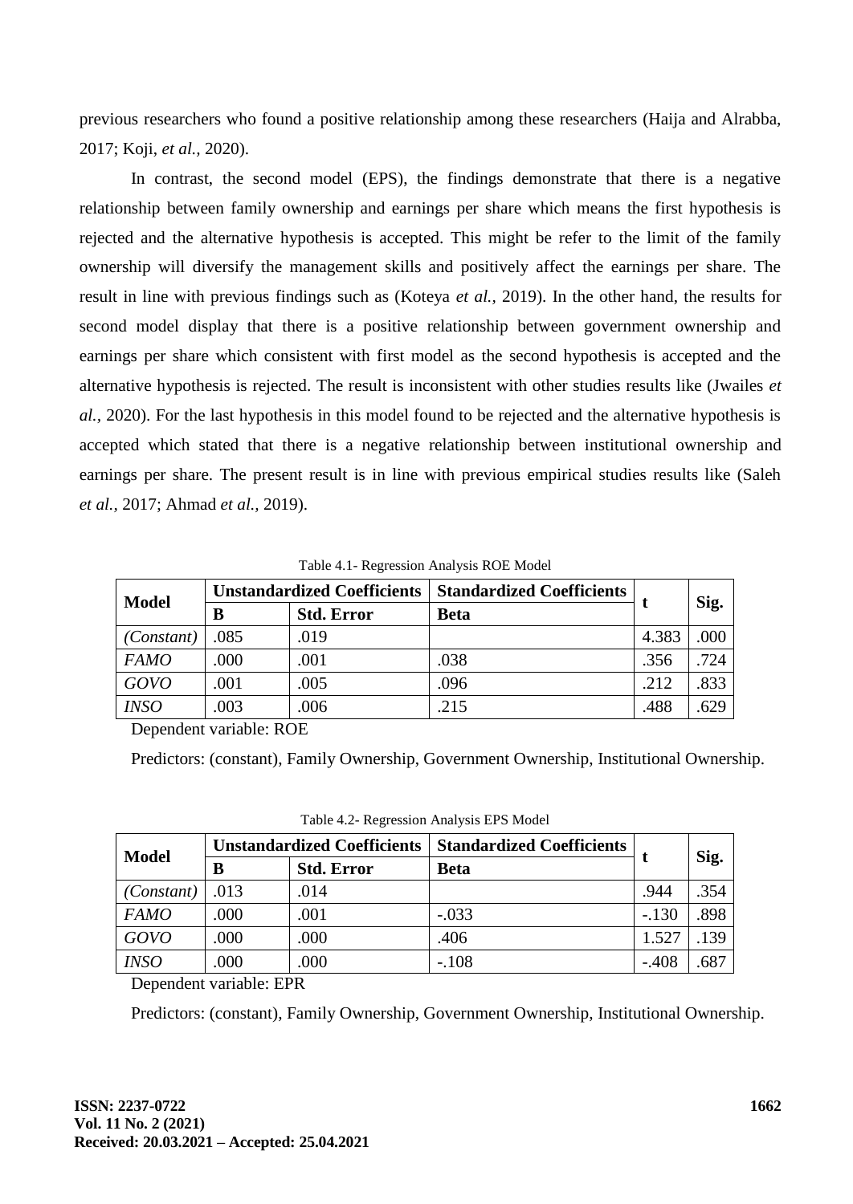previous researchers who found a positive relationship among these researchers (Haija and Alrabba, 2017; Koji, *et al.,* 2020).

In contrast, the second model (EPS), the findings demonstrate that there is a negative relationship between family ownership and earnings per share which means the first hypothesis is rejected and the alternative hypothesis is accepted. This might be refer to the limit of the family ownership will diversify the management skills and positively affect the earnings per share. The result in line with previous findings such as (Koteya *et al.,* 2019). In the other hand, the results for second model display that there is a positive relationship between government ownership and earnings per share which consistent with first model as the second hypothesis is accepted and the alternative hypothesis is rejected. The result is inconsistent with other studies results like (Jwailes *et al.,* 2020). For the last hypothesis in this model found to be rejected and the alternative hypothesis is accepted which stated that there is a negative relationship between institutional ownership and earnings per share. The present result is in line with previous empirical studies results like (Saleh *et al.,* 2017; Ahmad *et al.,* 2019).

Table 4.1- Regression Analysis ROE Model

| Model | Unstandardized Coefficients | | Standardized Coefficients | t | Sig. |
|---|---|---|---|---|---|
| | B | Std. Error | Beta | | |
| *(Constant)* | .085 | .019 | | 4.383 | .000 |
| *FAMO* | .000 | .001 | .038 | .356 | .724 |
| *GOVO* | .001 | .005 | .096 | .212 | .833 |
| *INSO* | .003 | .006 | .215 | .488 | .629 |

Dependent variable: ROE

Predictors: (constant), Family Ownership, Government Ownership, Institutional Ownership.

Table 4.2- Regression Analysis EPS Model

| Model | Unstandardized Coefficients | | Standardized Coefficients | t | Sig. |
|---|---|---|---|---|---|
| | B | Std. Error | Beta | | |
| *(Constant)* | .013 | .014 | | .944 | .354 |
| *FAMO* | .000 | .001 | -.033 | -.130 | .898 |
| *GOVO* | .000 | .000 | .406 | 1.527 | .139 |
| *INSO* | .000 | .000 | -.108 | -.408 | .687 |

Dependent variable: EPR

Predictors: (constant), Family Ownership, Government Ownership, Institutional Ownership.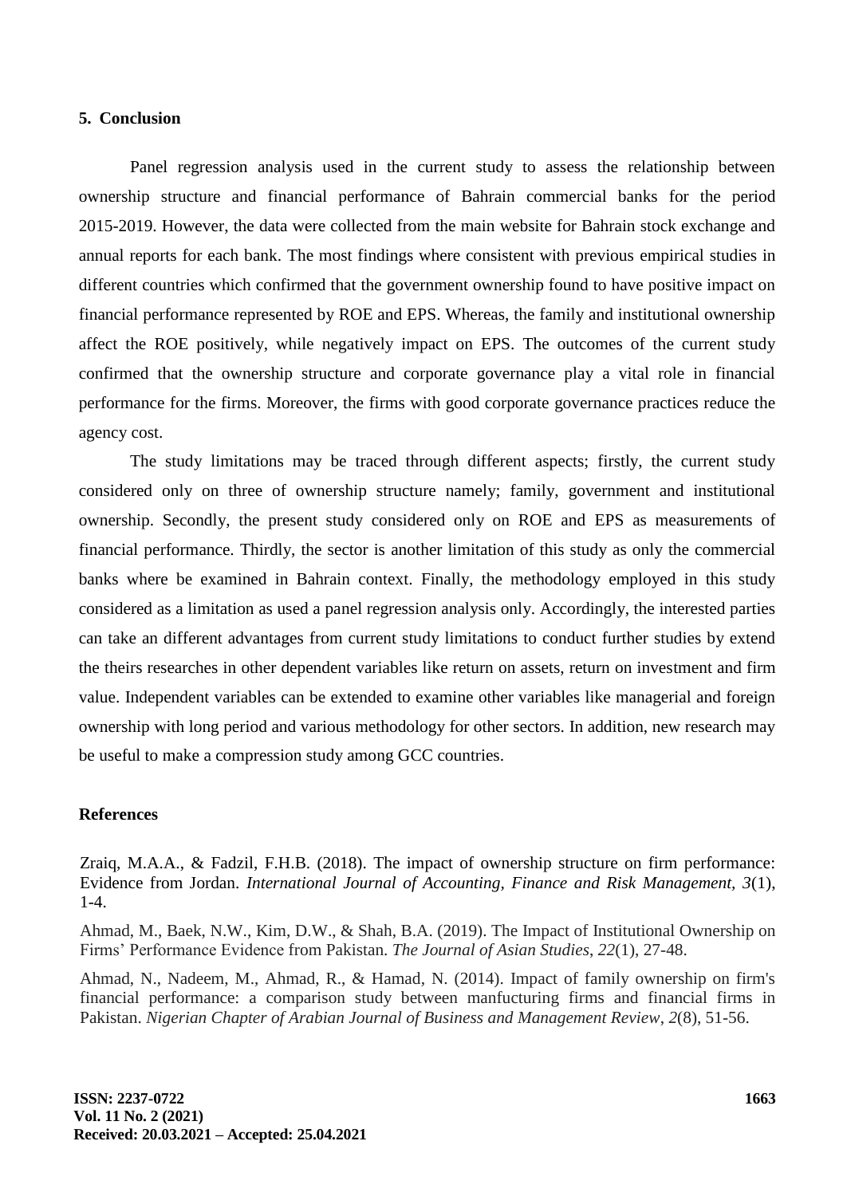## 5. Conclusion

Panel regression analysis used in the current study to assess the relationship between ownership structure and financial performance of Bahrain commercial banks for the period 2015-2019. However, the data were collected from the main website for Bahrain stock exchange and annual reports for each bank. The most findings where consistent with previous empirical studies in different countries which confirmed that the government ownership found to have positive impact on financial performance represented by ROE and EPS. Whereas, the family and institutional ownership affect the ROE positively, while negatively impact on EPS. The outcomes of the current study confirmed that the ownership structure and corporate governance play a vital role in financial performance for the firms. Moreover, the firms with good corporate governance practices reduce the agency cost.

The study limitations may be traced through different aspects; firstly, the current study considered only on three of ownership structure namely; family, government and institutional ownership. Secondly, the present study considered only on ROE and EPS as measurements of financial performance. Thirdly, the sector is another limitation of this study as only the commercial banks where be examined in Bahrain context. Finally, the methodology employed in this study considered as a limitation as used a panel regression analysis only. Accordingly, the interested parties can take an different advantages from current study limitations to conduct further studies by extend the theirs researches in other dependent variables like return on assets, return on investment and firm value. Independent variables can be extended to examine other variables like managerial and foreign ownership with long period and various methodology for other sectors. In addition, new research may be useful to make a compression study among GCC countries.

## References

Zraiq, M.A.A., & Fadzil, F.H.B. (2018). The impact of ownership structure on firm performance: Evidence from Jordan. *International Journal of Accounting, Finance and Risk Management*, *3*(1), 1-4.

Ahmad, M., Baek, N.W., Kim, D.W., & Shah, B.A. (2019). The Impact of Institutional Ownership on Firms' Performance Evidence from Pakistan. *The Journal of Asian Studies*, *22*(1), 27-48.

Ahmad, N., Nadeem, M., Ahmad, R., & Hamad, N. (2014). Impact of family ownership on firm's financial performance: a comparison study between manfucturing firms and financial firms in Pakistan. *Nigerian Chapter of Arabian Journal of Business and Management Review*, *2*(8), 51-56.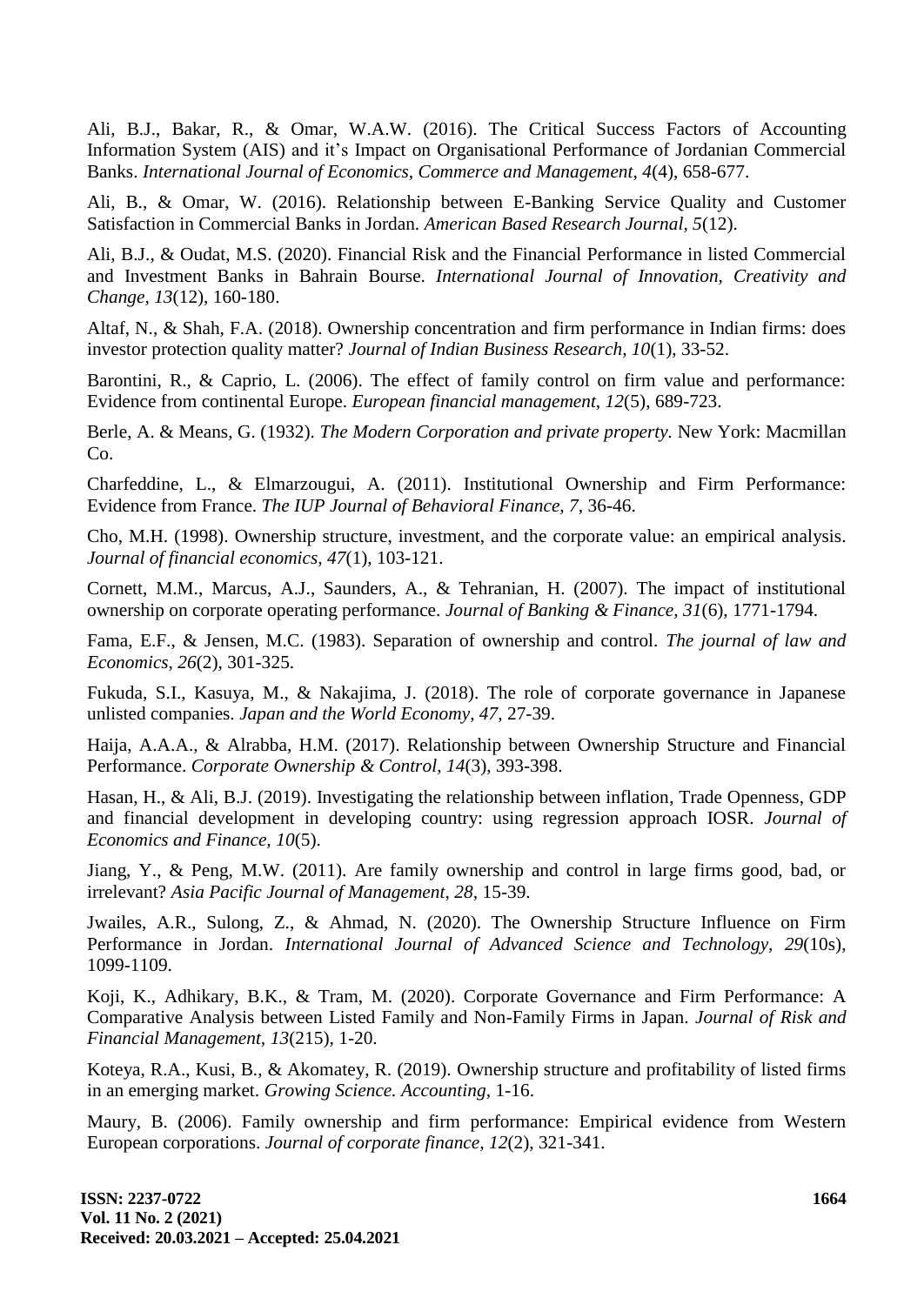Ali, B.J., Bakar, R., & Omar, W.A.W. (2016). The Critical Success Factors of Accounting Information System (AIS) and it's Impact on Organisational Performance of Jordanian Commercial Banks. *International Journal of Economics, Commerce and Management, 4*(4), 658-677.

Ali, B., & Omar, W. (2016). Relationship between E-Banking Service Quality and Customer Satisfaction in Commercial Banks in Jordan. *American Based Research Journal, 5*(12).

Ali, B.J., & Oudat, M.S. (2020). Financial Risk and the Financial Performance in listed Commercial and Investment Banks in Bahrain Bourse. *International Journal of Innovation, Creativity and Change, 13*(12), 160-180.

Altaf, N., & Shah, F.A. (2018). Ownership concentration and firm performance in Indian firms: does investor protection quality matter? *Journal of Indian Business Research, 10*(1), 33-52.

Barontini, R., & Caprio, L. (2006). The effect of family control on firm value and performance: Evidence from continental Europe. *European financial management, 12*(5), 689-723.

Berle, A. & Means, G. (1932). *The Modern Corporation and private property.* New York: Macmillan Co.

Charfeddine, L., & Elmarzougui, A. (2011). Institutional Ownership and Firm Performance: Evidence from France. *The IUP Journal of Behavioral Finance, 7,* 36-46.

Cho, M.H. (1998). Ownership structure, investment, and the corporate value: an empirical analysis. *Journal of financial economics, 47*(1), 103-121.

Cornett, M.M., Marcus, A.J., Saunders, A., & Tehranian, H. (2007). The impact of institutional ownership on corporate operating performance. *Journal of Banking & Finance, 31*(6), 1771-1794.

Fama, E.F., & Jensen, M.C. (1983). Separation of ownership and control. *The journal of law and Economics, 26*(2), 301-325.

Fukuda, S.I., Kasuya, M., & Nakajima, J. (2018). The role of corporate governance in Japanese unlisted companies. *Japan and the World Economy, 47,* 27-39.

Haija, A.A.A., & Alrabba, H.M. (2017). Relationship between Ownership Structure and Financial Performance. *Corporate Ownership & Control, 14*(3), 393-398.

Hasan, H., & Ali, B.J. (2019). Investigating the relationship between inflation, Trade Openness, GDP and financial development in developing country: using regression approach IOSR. *Journal of Economics and Finance, 10*(5).

Jiang, Y., & Peng, M.W. (2011). Are family ownership and control in large firms good, bad, or irrelevant? *Asia Pacific Journal of Management, 28,* 15-39.

Jwailes, A.R., Sulong, Z., & Ahmad, N. (2020). The Ownership Structure Influence on Firm Performance in Jordan. *International Journal of Advanced Science and Technology, 29*(10s), 1099-1109.

Koji, K., Adhikary, B.K., & Tram, M. (2020). Corporate Governance and Firm Performance: A Comparative Analysis between Listed Family and Non-Family Firms in Japan. *Journal of Risk and Financial Management, 13*(215), 1-20.

Koteya, R.A., Kusi, B., & Akomatey, R. (2019). Ownership structure and profitability of listed firms in an emerging market. *Growing Science. Accounting,* 1-16.

Maury, B. (2006). Family ownership and firm performance: Empirical evidence from Western European corporations. *Journal of corporate finance, 12*(2), 321-341.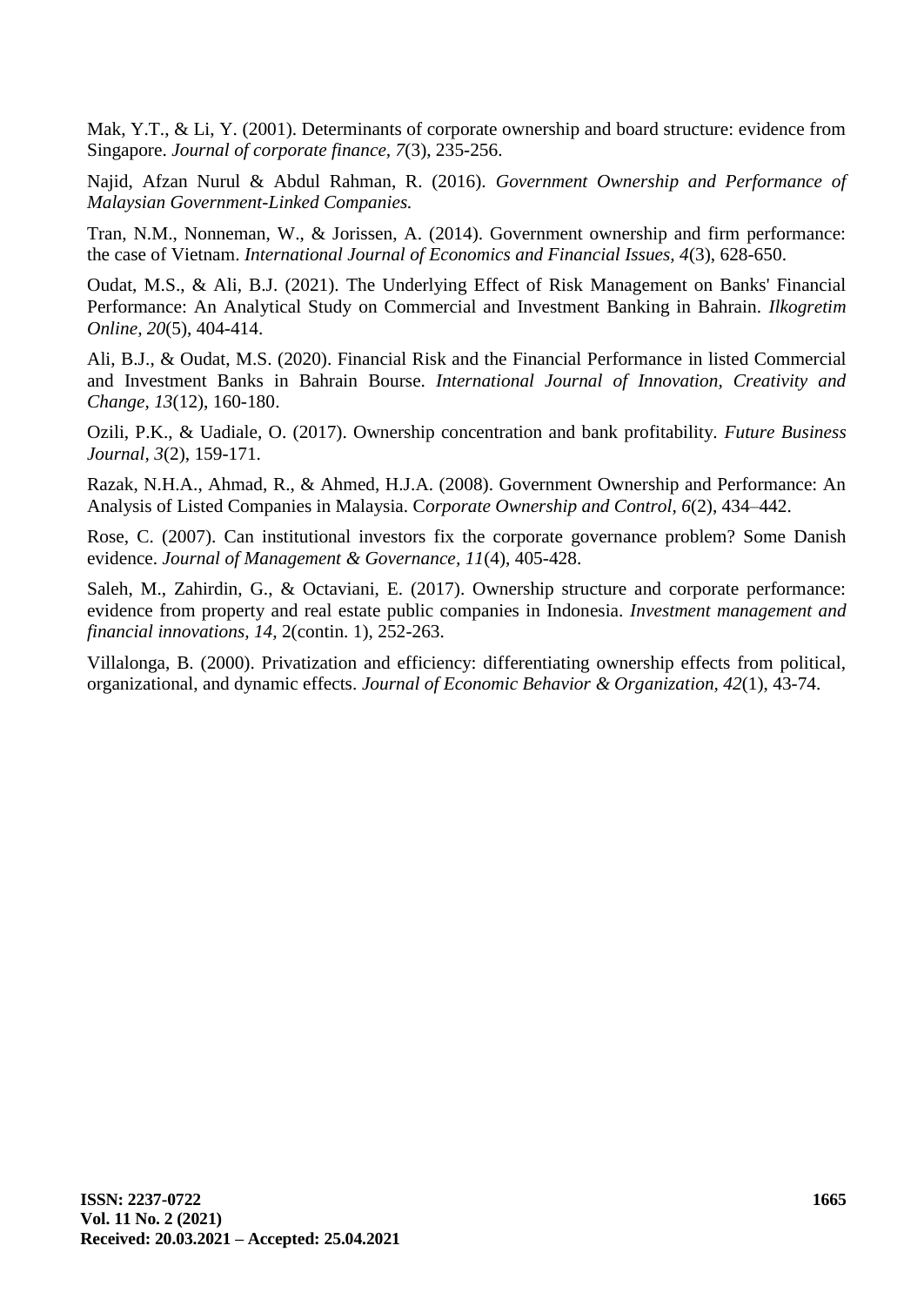Mak, Y.T., & Li, Y. (2001). Determinants of corporate ownership and board structure: evidence from Singapore. *Journal of corporate finance, 7*(3), 235-256.

Najid, Afzan Nurul & Abdul Rahman, R. (2016). *Government Ownership and Performance of Malaysian Government-Linked Companies.*

Tran, N.M., Nonneman, W., & Jorissen, A. (2014). Government ownership and firm performance: the case of Vietnam. *International Journal of Economics and Financial Issues, 4*(3), 628-650.

Oudat, M.S., & Ali, B.J. (2021). The Underlying Effect of Risk Management on Banks' Financial Performance: An Analytical Study on Commercial and Investment Banking in Bahrain. *Ilkogretim Online, 20*(5), 404-414.

Ali, B.J., & Oudat, M.S. (2020). Financial Risk and the Financial Performance in listed Commercial and Investment Banks in Bahrain Bourse. *International Journal of Innovation, Creativity and Change, 13*(12), 160-180.

Ozili, P.K., & Uadiale, O. (2017). Ownership concentration and bank profitability. *Future Business Journal, 3*(2), 159-171.

Razak, N.H.A., Ahmad, R., & Ahmed, H.J.A. (2008). Government Ownership and Performance: An Analysis of Listed Companies in Malaysia. C*orporate Ownership and Control, 6*(2), 434–442.

Rose, C. (2007). Can institutional investors fix the corporate governance problem? Some Danish evidence. *Journal of Management & Governance, 11*(4), 405-428.

Saleh, M., Zahirdin, G., & Octaviani, E. (2017). Ownership structure and corporate performance: evidence from property and real estate public companies in Indonesia. *Investment management and financial innovations, 14,* 2(contin. 1), 252-263.

Villalonga, B. (2000). Privatization and efficiency: differentiating ownership effects from political, organizational, and dynamic effects. *Journal of Economic Behavior & Organization, 42*(1), 43-74.

**Received: 20.03.2021 – Accepted: 25.04.2021**